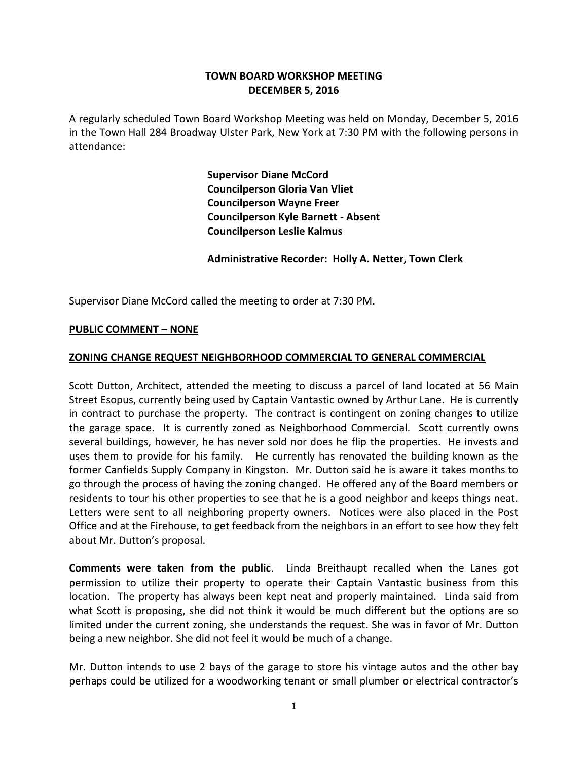# TOWN BOARD WORKSHOP MEETING
## DECEMBER 5, 2016

A regularly scheduled Town Board Workshop Meeting was held on Monday, December 5, 2016 in the Town Hall 284 Broadway Ulster Park, New York at 7:30 PM with the following persons in attendance:

**Supervisor Diane McCord**
**Councilperson Gloria Van Vliet**
**Councilperson Wayne Freer**
**Councilperson Kyle Barnett - Absent**
**Councilperson Leslie Kalmus**

**Administrative Recorder: Holly A. Netter, Town Clerk**

Supervisor Diane McCord called the meeting to order at 7:30 PM.

**PUBLIC COMMENT – NONE**

**ZONING CHANGE REQUEST NEIGHBORHOOD COMMERCIAL TO GENERAL COMMERCIAL**

Scott Dutton, Architect, attended the meeting to discuss a parcel of land located at 56 Main Street Esopus, currently being used by Captain Vantastic owned by Arthur Lane. He is currently in contract to purchase the property. The contract is contingent on zoning changes to utilize the garage space. It is currently zoned as Neighborhood Commercial. Scott currently owns several buildings, however, he has never sold nor does he flip the properties. He invests and uses them to provide for his family. He currently has renovated the building known as the former Canfields Supply Company in Kingston. Mr. Dutton said he is aware it takes months to go through the process of having the zoning changed. He offered any of the Board members or residents to tour his other properties to see that he is a good neighbor and keeps things neat. Letters were sent to all neighboring property owners. Notices were also placed in the Post Office and at the Firehouse, to get feedback from the neighbors in an effort to see how they felt about Mr. Dutton's proposal.

**Comments were taken from the public**. Linda Breithaupt recalled when the Lanes got permission to utilize their property to operate their Captain Vantastic business from this location. The property has always been kept neat and properly maintained. Linda said from what Scott is proposing, she did not think it would be much different but the options are so limited under the current zoning, she understands the request. She was in favor of Mr. Dutton being a new neighbor. She did not feel it would be much of a change.

Mr. Dutton intends to use 2 bays of the garage to store his vintage autos and the other bay perhaps could be utilized for a woodworking tenant or small plumber or electrical contractor's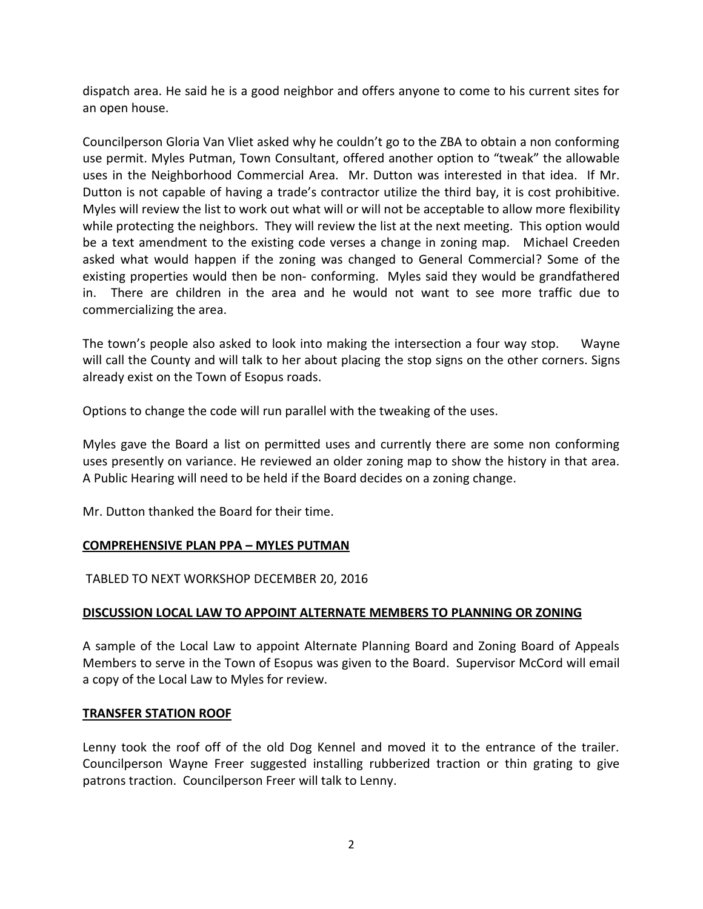dispatch area. He said he is a good neighbor and offers anyone to come to his current sites for an open house.

Councilperson Gloria Van Vliet asked why he couldn't go to the ZBA to obtain a non conforming use permit. Myles Putman, Town Consultant, offered another option to "tweak" the allowable uses in the Neighborhood Commercial Area. Mr. Dutton was interested in that idea. If Mr. Dutton is not capable of having a trade's contractor utilize the third bay, it is cost prohibitive. Myles will review the list to work out what will or will not be acceptable to allow more flexibility while protecting the neighbors. They will review the list at the next meeting. This option would be a text amendment to the existing code verses a change in zoning map. Michael Creeden asked what would happen if the zoning was changed to General Commercial? Some of the existing properties would then be non- conforming. Myles said they would be grandfathered in. There are children in the area and he would not want to see more traffic due to commercializing the area.

The town's people also asked to look into making the intersection a four way stop. Wayne will call the County and will talk to her about placing the stop signs on the other corners. Signs already exist on the Town of Esopus roads.

Options to change the code will run parallel with the tweaking of the uses.

Myles gave the Board a list on permitted uses and currently there are some non conforming uses presently on variance. He reviewed an older zoning map to show the history in that area. A Public Hearing will need to be held if the Board decides on a zoning change.

Mr. Dutton thanked the Board for their time.

**COMPREHENSIVE PLAN PPA – MYLES PUTMAN**

TABLED TO NEXT WORKSHOP DECEMBER 20, 2016

**DISCUSSION LOCAL LAW TO APPOINT ALTERNATE MEMBERS TO PLANNING OR ZONING**

A sample of the Local Law to appoint Alternate Planning Board and Zoning Board of Appeals Members to serve in the Town of Esopus was given to the Board. Supervisor McCord will email a copy of the Local Law to Myles for review.

**TRANSFER STATION ROOF**

Lenny took the roof off of the old Dog Kennel and moved it to the entrance of the trailer. Councilperson Wayne Freer suggested installing rubberized traction or thin grating to give patrons traction. Councilperson Freer will talk to Lenny.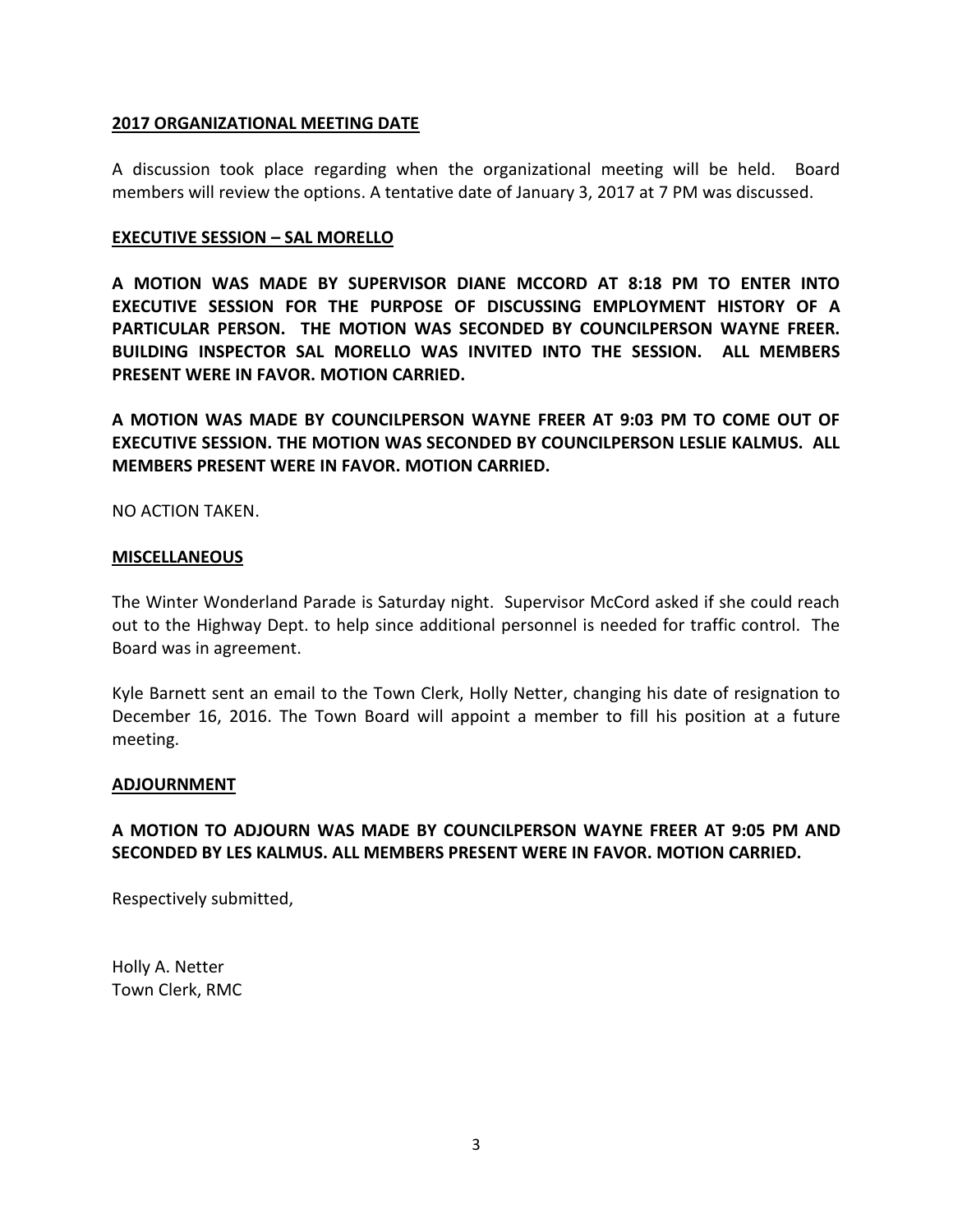**2017 ORGANIZATIONAL MEETING DATE**

A discussion took place regarding when the organizational meeting will be held. Board members will review the options. A tentative date of January 3, 2017 at 7 PM was discussed.

**EXECUTIVE SESSION – SAL MORELLO**

**A MOTION WAS MADE BY SUPERVISOR DIANE MCCORD AT 8:18 PM TO ENTER INTO EXECUTIVE SESSION FOR THE PURPOSE OF DISCUSSING EMPLOYMENT HISTORY OF A PARTICULAR PERSON. THE MOTION WAS SECONDED BY COUNCILPERSON WAYNE FREER. BUILDING INSPECTOR SAL MORELLO WAS INVITED INTO THE SESSION. ALL MEMBERS PRESENT WERE IN FAVOR. MOTION CARRIED.**

**A MOTION WAS MADE BY COUNCILPERSON WAYNE FREER AT 9:03 PM TO COME OUT OF EXECUTIVE SESSION. THE MOTION WAS SECONDED BY COUNCILPERSON LESLIE KALMUS. ALL MEMBERS PRESENT WERE IN FAVOR. MOTION CARRIED.**

NO ACTION TAKEN.

**MISCELLANEOUS**

The Winter Wonderland Parade is Saturday night. Supervisor McCord asked if she could reach out to the Highway Dept. to help since additional personnel is needed for traffic control. The Board was in agreement.

Kyle Barnett sent an email to the Town Clerk, Holly Netter, changing his date of resignation to December 16, 2016. The Town Board will appoint a member to fill his position at a future meeting.

**ADJOURNMENT**

**A MOTION TO ADJOURN WAS MADE BY COUNCILPERSON WAYNE FREER AT 9:05 PM AND SECONDED BY LES KALMUS. ALL MEMBERS PRESENT WERE IN FAVOR. MOTION CARRIED.**

Respectively submitted,

Holly A. Netter
Town Clerk, RMC